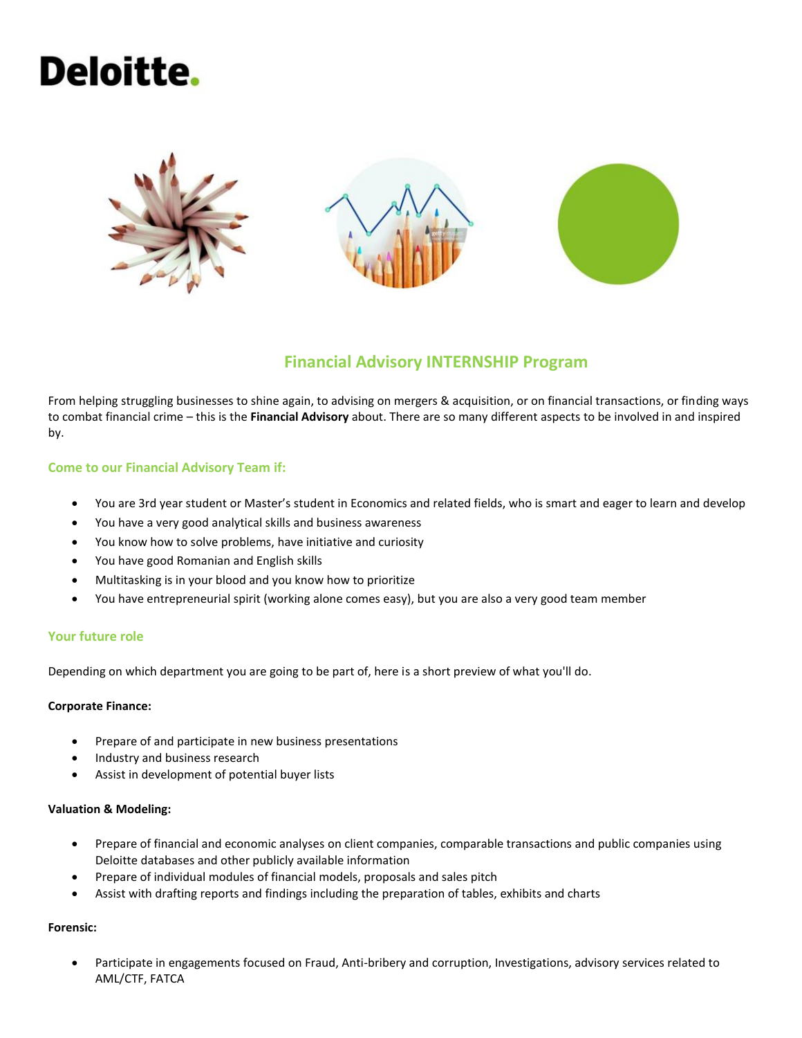Deloitte.

## Financial Advisory INTERNSHIP Program

From helping struggling businesses to shine again, to advising on mergers & acquisition, or on financial transactions, or finding ways to combat financial crime – this is the **Financial Advisory** about. There are so many different aspects to be involved in and inspired by.

### Come to our Financial Advisory Team if:

- You are 3rd year student or Master's student in Economics and related fields, who is smart and eager to learn and develop
- You have a very good analytical skills and business awareness
- You know how to solve problems, have initiative and curiosity
- You have good Romanian and English skills
- Multitasking is in your blood and you know how to prioritize
- You have entrepreneurial spirit (working alone comes easy), but you are also a very good team member

### Your future role

Depending on which department you are going to be part of, here is a short preview of what you'll do.

**Corporate Finance:**

- Prepare of and participate in new business presentations
- Industry and business research
- Assist in development of potential buyer lists

**Valuation & Modeling:**

- Prepare of financial and economic analyses on client companies, comparable transactions and public companies using Deloitte databases and other publicly available information
- Prepare of individual modules of financial models, proposals and sales pitch
- Assist with drafting reports and findings including the preparation of tables, exhibits and charts

**Forensic:**

- Participate in engagements focused on Fraud, Anti-bribery and corruption, Investigations, advisory services related to AML/CTF, FATCA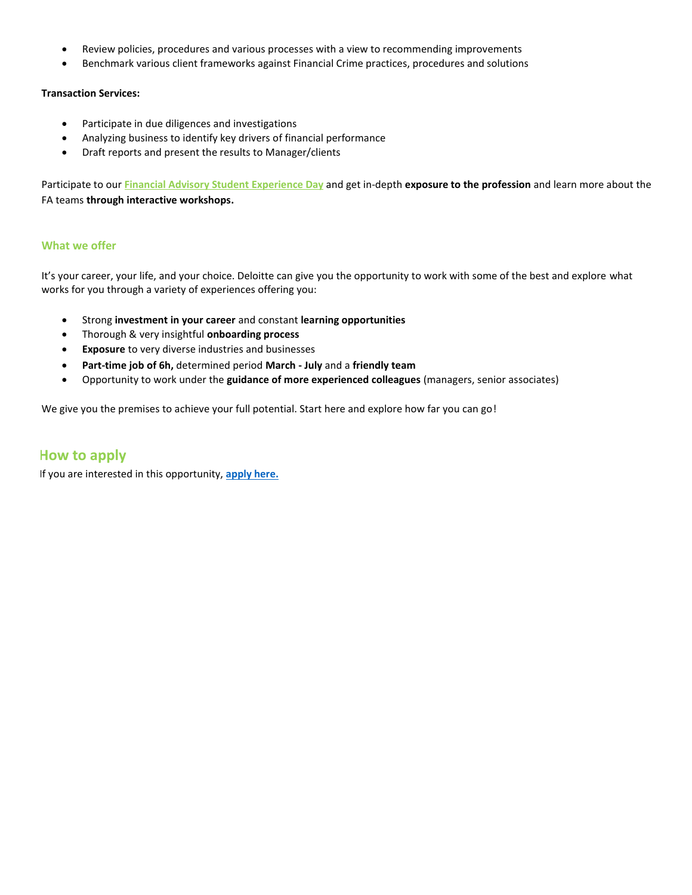- Review policies, procedures and various processes with a view to recommending improvements
- Benchmark various client frameworks against Financial Crime practices, procedures and solutions

**Transaction Services:**

- Participate in due diligences and investigations
- Analyzing business to identify key drivers of financial performance
- Draft reports and present the results to Manager/clients

Participate to our **Financial Advisory Student Experience Day** and get in-depth **exposure to the profession** and learn more about the FA teams **through interactive workshops.**

### What we offer

It's your career, your life, and your choice. Deloitte can give you the opportunity to work with some of the best and explore what works for you through a variety of experiences offering you:

- Strong **investment in your career** and constant **learning opportunities**
- Thorough & very insightful **onboarding process**
- **Exposure** to very diverse industries and businesses
- **Part-time job of 6h,** determined period **March - July** and a **friendly team**
- Opportunity to work under the **guidance of more experienced colleagues** (managers, senior associates)

We give you the premises to achieve your full potential. Start here and explore how far you can go!

## How to apply

If you are interested in this opportunity, **apply here.**